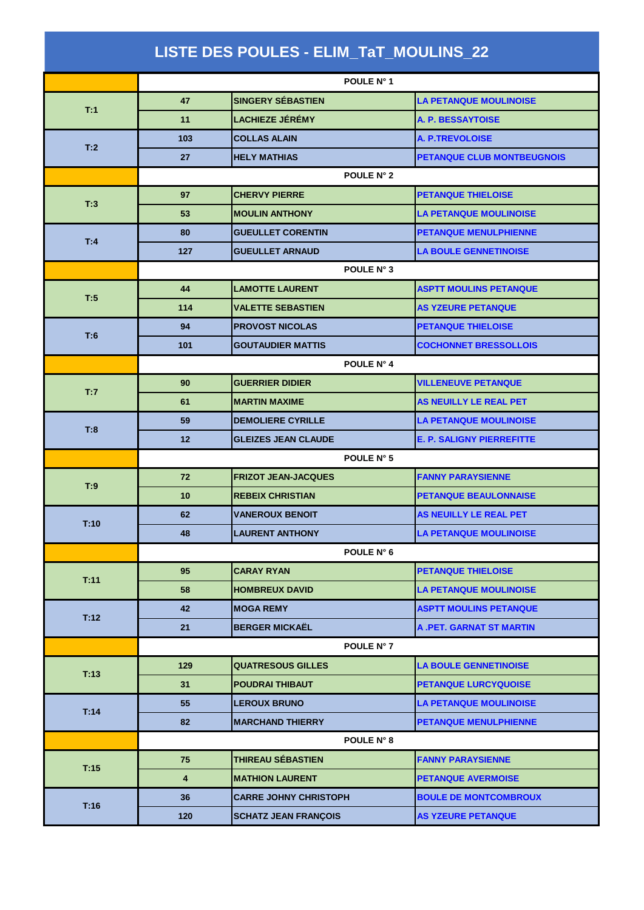# LISTE DES POULES - ELIM_TaT_MOULINS_22

| | | | |
|---|---|---|---|
| | | POULE N° 1 | |
| T:1 | 47 | SINGERY SÉBASTIEN | LA PETANQUE MOULINOISE |
| | 11 | LACHIEZE JÉRÉMY | A. P. BESSAYTOISE |
| T:2 | 103 | COLLAS ALAIN | A. P.TREVOLOISE |
| | 27 | HELY MATHIAS | PETANQUE CLUB MONTBEUGNOIS |
| | | POULE N° 2 | |
| T:3 | 97 | CHERVY PIERRE | PETANQUE THIELOISE |
| | 53 | MOULIN ANTHONY | LA PETANQUE MOULINOISE |
| T:4 | 80 | GUEULLET CORENTIN | PETANQUE MENULPHIENNE |
| | 127 | GUEULLET ARNAUD | LA BOULE GENNETINOISE |
| | | POULE N° 3 | |
| T:5 | 44 | LAMOTTE LAURENT | ASPTT MOULINS PETANQUE |
| | 114 | VALETTE SEBASTIEN | AS YZEURE PETANQUE |
| T:6 | 94 | PROVOST NICOLAS | PETANQUE THIELOISE |
| | 101 | GOUTAUDIER MATTIS | COCHONNET BRESSOLLOIS |
| | | POULE N° 4 | |
| T:7 | 90 | GUERRIER DIDIER | VILLENEUVE PETANQUE |
| | 61 | MARTIN MAXIME | AS NEUILLY LE REAL PET |
| T:8 | 59 | DEMOLIERE CYRILLE | LA PETANQUE MOULINOISE |
| | 12 | GLEIZES JEAN CLAUDE | E. P. SALIGNY PIERREFITTE |
| | | POULE N° 5 | |
| T:9 | 72 | FRIZOT JEAN-JACQUES | FANNY PARAYSIENNE |
| | 10 | REBEIX CHRISTIAN | PETANQUE BEAULONNAISE |
| T:10 | 62 | VANEROUX BENOIT | AS NEUILLY LE REAL PET |
| | 48 | LAURENT ANTHONY | LA PETANQUE MOULINOISE |
| | | POULE N° 6 | |
| T:11 | 95 | CARAY RYAN | PETANQUE THIELOISE |
| | 58 | HOMBREUX DAVID | LA PETANQUE MOULINOISE |
| T:12 | 42 | MOGA REMY | ASPTT MOULINS PETANQUE |
| | 21 | BERGER MICKAËL | A .PET. GARNAT ST MARTIN |
| | | POULE N° 7 | |
| T:13 | 129 | QUATRESOUS GILLES | LA BOULE GENNETINOISE |
| | 31 | POUDRAI THIBAUT | PETANQUE LURCYQUOISE |
| T:14 | 55 | LEROUX BRUNO | LA PETANQUE MOULINOISE |
| | 82 | MARCHAND THIERRY | PETANQUE MENULPHIENNE |
| | | POULE N° 8 | |
| T:15 | 75 | THIREAU SÉBASTIEN | FANNY PARAYSIENNE |
| | 4 | MATHION LAURENT | PETANQUE AVERMOISE |
| T:16 | 36 | CARRE JOHNY CHRISTOPH | BOULE DE MONTCOMBROUX |
| | 120 | SCHATZ JEAN FRANÇOIS | AS YZEURE PETANQUE |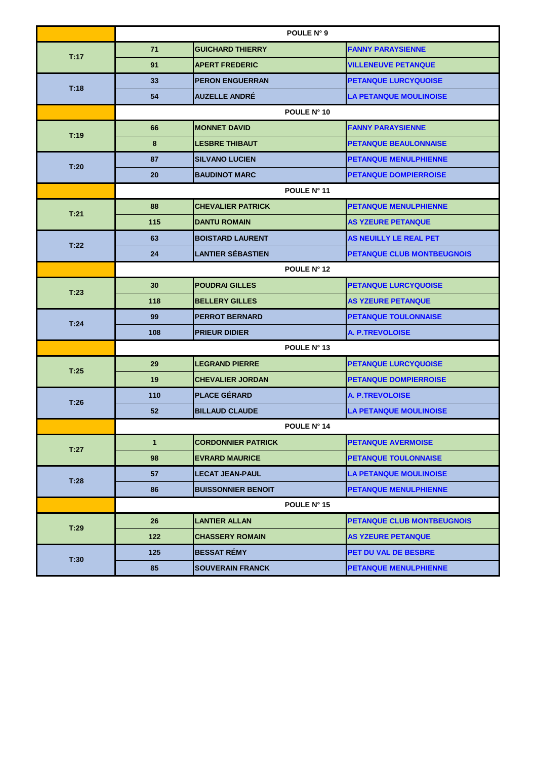| | POULE N° 9 | | |
|---|---|---|---|
| T:17 | 71 | GUICHARD THIERRY | FANNY PARAYSIENNE |
| | 91 | APERT FREDERIC | VILLENEUVE PETANQUE |
| T:18 | 33 | PERON ENGUERRAN | PETANQUE LURCYQUOISE |
| | 54 | AUZELLE ANDRÉ | LA PETANQUE MOULINOISE |
| | POULE N° 10 | | |
| T:19 | 66 | MONNET DAVID | FANNY PARAYSIENNE |
| | 8 | LESBRE THIBAUT | PETANQUE BEAULONNAISE |
| T:20 | 87 | SILVANO LUCIEN | PETANQUE MENULPHIENNE |
| | 20 | BAUDINOT MARC | PETANQUE DOMPIERROISE |
| | POULE N° 11 | | |
| T:21 | 88 | CHEVALIER PATRICK | PETANQUE MENULPHIENNE |
| | 115 | DANTU ROMAIN | AS YZEURE PETANQUE |
| T:22 | 63 | BOISTARD LAURENT | AS NEUILLY LE REAL PET |
| | 24 | LANTIER SÉBASTIEN | PETANQUE CLUB MONTBEUGNOIS |
| | POULE N° 12 | | |
| T:23 | 30 | POUDRAI GILLES | PETANQUE LURCYQUOISE |
| | 118 | BELLERY GILLES | AS YZEURE PETANQUE |
| T:24 | 99 | PERROT BERNARD | PETANQUE TOULONNAISE |
| | 108 | PRIEUR DIDIER | A. P.TREVOLOISE |
| | POULE N° 13 | | |
| T:25 | 29 | LEGRAND PIERRE | PETANQUE LURCYQUOISE |
| | 19 | CHEVALIER JORDAN | PETANQUE DOMPIERROISE |
| T:26 | 110 | PLACE GÉRARD | A. P.TREVOLOISE |
| | 52 | BILLAUD CLAUDE | LA PETANQUE MOULINOISE |
| | POULE N° 14 | | |
| T:27 | 1 | CORDONNIER PATRICK | PETANQUE AVERMOISE |
| | 98 | EVRARD MAURICE | PETANQUE TOULONNAISE |
| T:28 | 57 | LECAT JEAN-PAUL | LA PETANQUE MOULINOISE |
| | 86 | BUISSONNIER BENOIT | PETANQUE MENULPHIENNE |
| | POULE N° 15 | | |
| T:29 | 26 | LANTIER ALLAN | PETANQUE CLUB MONTBEUGNOIS |
| | 122 | CHASSERY ROMAIN | AS YZEURE PETANQUE |
| T:30 | 125 | BESSAT RÉMY | PET DU VAL DE BESBRE |
| | 85 | SOUVERAIN FRANCK | PETANQUE MENULPHIENNE |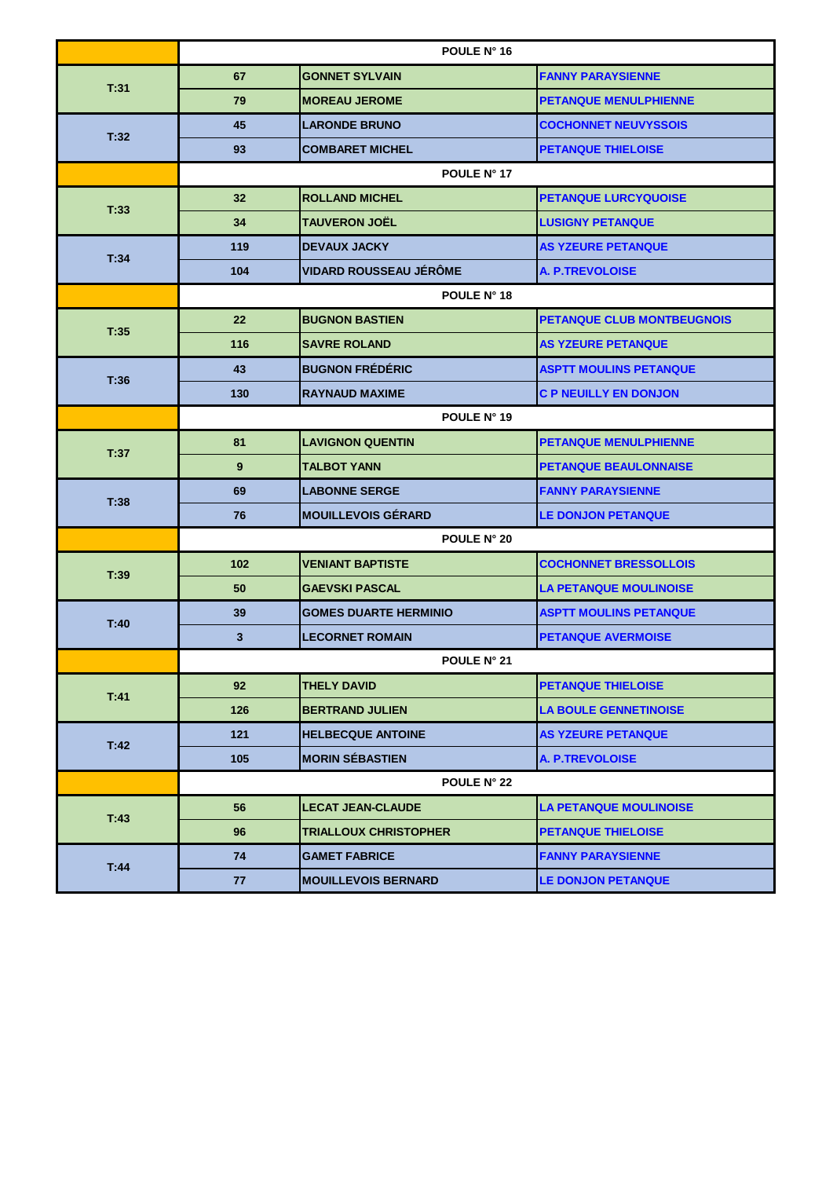| | | POULE N° 16 | |
|---|---|---|---|
| T:31 | 67 | GONNET SYLVAIN | FANNY PARAYSIENNE |
| | 79 | MOREAU JEROME | PETANQUE MENULPHIENNE |
| T:32 | 45 | LARONDE BRUNO | COCHONNET NEUVYSSOIS |
| | 93 | COMBARET MICHEL | PETANQUE THIELOISE |
| | | POULE N° 17 | |
| T:33 | 32 | ROLLAND MICHEL | PETANQUE LURCYQUOISE |
| | 34 | TAUVERON JOËL | LUSIGNY PETANQUE |
| T:34 | 119 | DEVAUX JACKY | AS YZEURE PETANQUE |
| | 104 | VIDARD ROUSSEAU JÉRÔME | A. P.TREVOLOISE |
| | | POULE N° 18 | |
| T:35 | 22 | BUGNON BASTIEN | PETANQUE CLUB MONTBEUGNOIS |
| | 116 | SAVRE ROLAND | AS YZEURE PETANQUE |
| T:36 | 43 | BUGNON FRÉDÉRIC | ASPTT MOULINS PETANQUE |
| | 130 | RAYNAUD MAXIME | C P NEUILLY EN DONJON |
| | | POULE N° 19 | |
| T:37 | 81 | LAVIGNON QUENTIN | PETANQUE MENULPHIENNE |
| | 9 | TALBOT YANN | PETANQUE BEAULONNAISE |
| T:38 | 69 | LABONNE SERGE | FANNY PARAYSIENNE |
| | 76 | MOUILLEVOIS GÉRARD | LE DONJON PETANQUE |
| | | POULE N° 20 | |
| T:39 | 102 | VENIANT BAPTISTE | COCHONNET BRESSOLLOIS |
| | 50 | GAEVSKI PASCAL | LA PETANQUE MOULINOISE |
| T:40 | 39 | GOMES DUARTE HERMINIO | ASPTT MOULINS PETANQUE |
| | 3 | LECORNET ROMAIN | PETANQUE AVERMOISE |
| | | POULE N° 21 | |
| T:41 | 92 | THELY DAVID | PETANQUE THIELOISE |
| | 126 | BERTRAND JULIEN | LA BOULE GENNETINOISE |
| T:42 | 121 | HELBECQUE ANTOINE | AS YZEURE PETANQUE |
| | 105 | MORIN SÉBASTIEN | A. P.TREVOLOISE |
| | | POULE N° 22 | |
| T:43 | 56 | LECAT JEAN-CLAUDE | LA PETANQUE MOULINOISE |
| | 96 | TRIALLOUX CHRISTOPHER | PETANQUE THIELOISE |
| T:44 | 74 | GAMET FABRICE | FANNY PARAYSIENNE |
| | 77 | MOUILLEVOIS BERNARD | LE DONJON PETANQUE |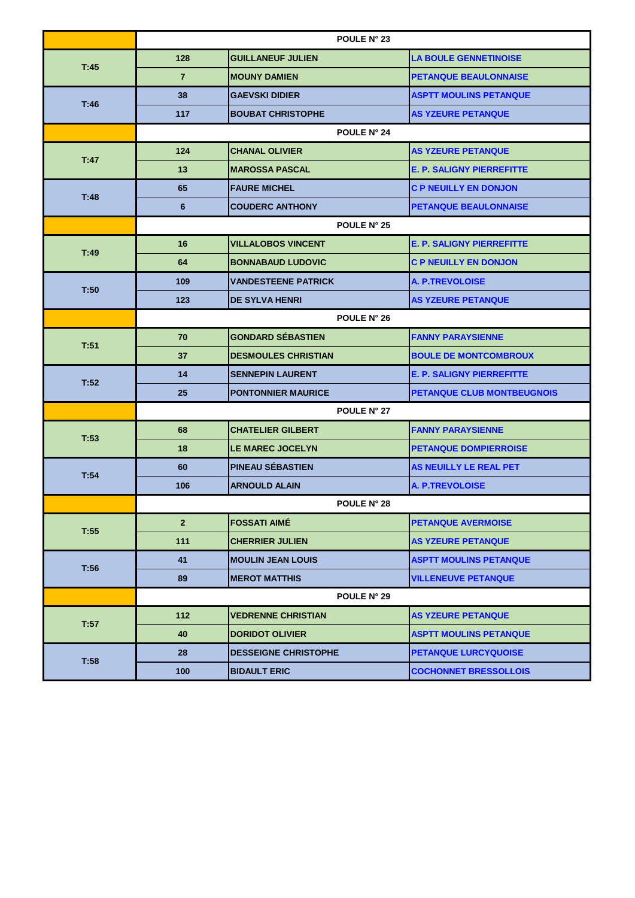| | POULE N° 23 | | |
|---|---|---|---|
| T:45 | 128 | GUILLANEUF JULIEN | LA BOULE GENNETINOISE |
| | 7 | MOUNY DAMIEN | PETANQUE BEAULONNAISE |
| T:46 | 38 | GAEVSKI DIDIER | ASPTT MOULINS PETANQUE |
| | 117 | BOUBAT CHRISTOPHE | AS YZEURE PETANQUE |
| | POULE N° 24 | | |
| T:47 | 124 | CHANAL OLIVIER | AS YZEURE PETANQUE |
| | 13 | MAROSSA PASCAL | E. P. SALIGNY PIERREFITTE |
| T:48 | 65 | FAURE MICHEL | C P NEUILLY EN DONJON |
| | 6 | COUDERC ANTHONY | PETANQUE BEAULONNAISE |
| | POULE N° 25 | | |
| T:49 | 16 | VILLALOBOS VINCENT | E. P. SALIGNY PIERREFITTE |
| | 64 | BONNABAUD LUDOVIC | C P NEUILLY EN DONJON |
| T:50 | 109 | VANDESTEENE PATRICK | A. P.TREVOLOISE |
| | 123 | DE SYLVA HENRI | AS YZEURE PETANQUE |
| | POULE N° 26 | | |
| T:51 | 70 | GONDARD SÉBASTIEN | FANNY PARAYSIENNE |
| | 37 | DESMOULES CHRISTIAN | BOULE DE MONTCOMBROUX |
| T:52 | 14 | SENNEPIN LAURENT | E. P. SALIGNY PIERREFITTE |
| | 25 | PONTONNIER MAURICE | PETANQUE CLUB MONTBEUGNOIS |
| | POULE N° 27 | | |
| T:53 | 68 | CHATELIER GILBERT | FANNY PARAYSIENNE |
| | 18 | LE MAREC JOCELYN | PETANQUE DOMPIERROISE |
| T:54 | 60 | PINEAU SÉBASTIEN | AS NEUILLY LE REAL PET |
| | 106 | ARNOULD ALAIN | A. P.TREVOLOISE |
| | POULE N° 28 | | |
| T:55 | 2 | FOSSATI AIMÉ | PETANQUE AVERMOISE |
| | 111 | CHERRIER JULIEN | AS YZEURE PETANQUE |
| T:56 | 41 | MOULIN JEAN LOUIS | ASPTT MOULINS PETANQUE |
| | 89 | MEROT MATTHIS | VILLENEUVE PETANQUE |
| | POULE N° 29 | | |
| T:57 | 112 | VEDRENNE CHRISTIAN | AS YZEURE PETANQUE |
| | 40 | DORIDOT OLIVIER | ASPTT MOULINS PETANQUE |
| T:58 | 28 | DESSEIGNE CHRISTOPHE | PETANQUE LURCYQUOISE |
| | 100 | BIDAULT ERIC | COCHONNET BRESSOLLOIS |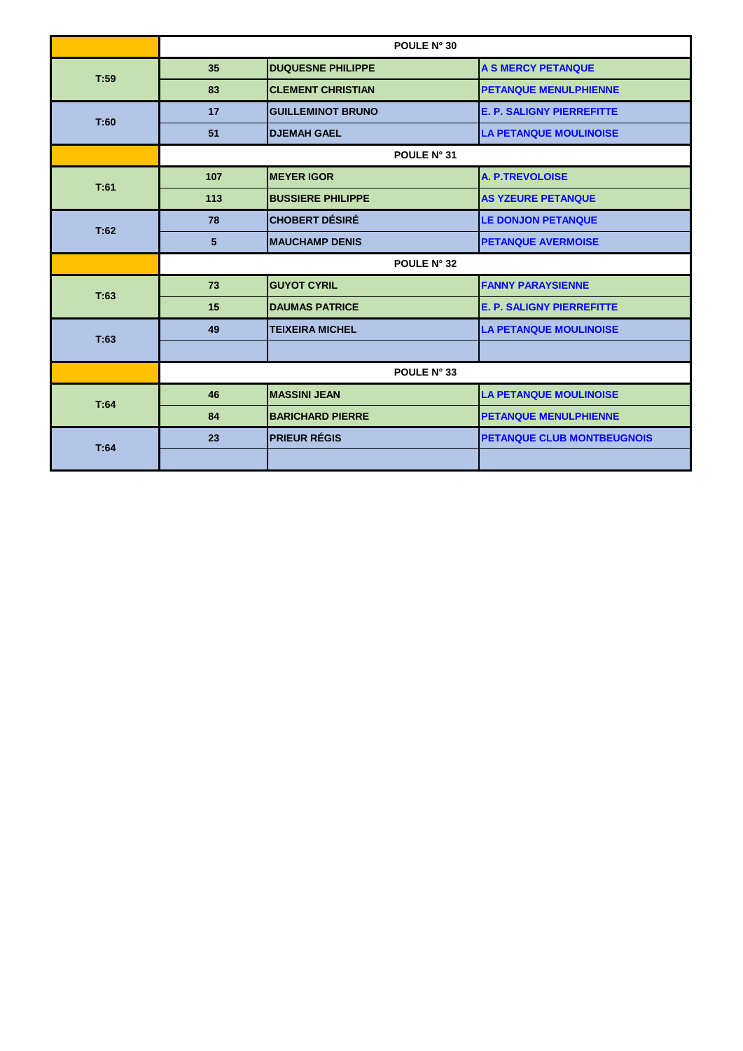| | | | |
|---|---|---|---|
| | POULE N° 30 | | |
| T:59 | 35 | DUQUESNE PHILIPPE | A S MERCY PETANQUE |
| | 83 | CLEMENT CHRISTIAN | PETANQUE MENULPHIENNE |
| T:60 | 17 | GUILLEMINOT BRUNO | E. P. SALIGNY PIERREFITTE |
| | 51 | DJEMAH GAEL | LA PETANQUE MOULINOISE |
| | POULE N° 31 | | |
| T:61 | 107 | MEYER IGOR | A. P.TREVOLOISE |
| | 113 | BUSSIERE PHILIPPE | AS YZEURE PETANQUE |
| T:62 | 78 | CHOBERT DÉSIRÉ | LE DONJON PETANQUE |
| | 5 | MAUCHAMP DENIS | PETANQUE AVERMOISE |
| | POULE N° 32 | | |
| T:63 | 73 | GUYOT CYRIL | FANNY PARAYSIENNE |
| | 15 | DAUMAS PATRICE | E. P. SALIGNY PIERREFITTE |
| T:63 | 49 | TEIXEIRA MICHEL | LA PETANQUE MOULINOISE |
| | | | |
| | POULE N° 33 | | |
| T:64 | 46 | MASSINI JEAN | LA PETANQUE MOULINOISE |
| | 84 | BARICHARD PIERRE | PETANQUE MENULPHIENNE |
| T:64 | 23 | PRIEUR RÉGIS | PETANQUE CLUB MONTBEUGNOIS |
| | | | |